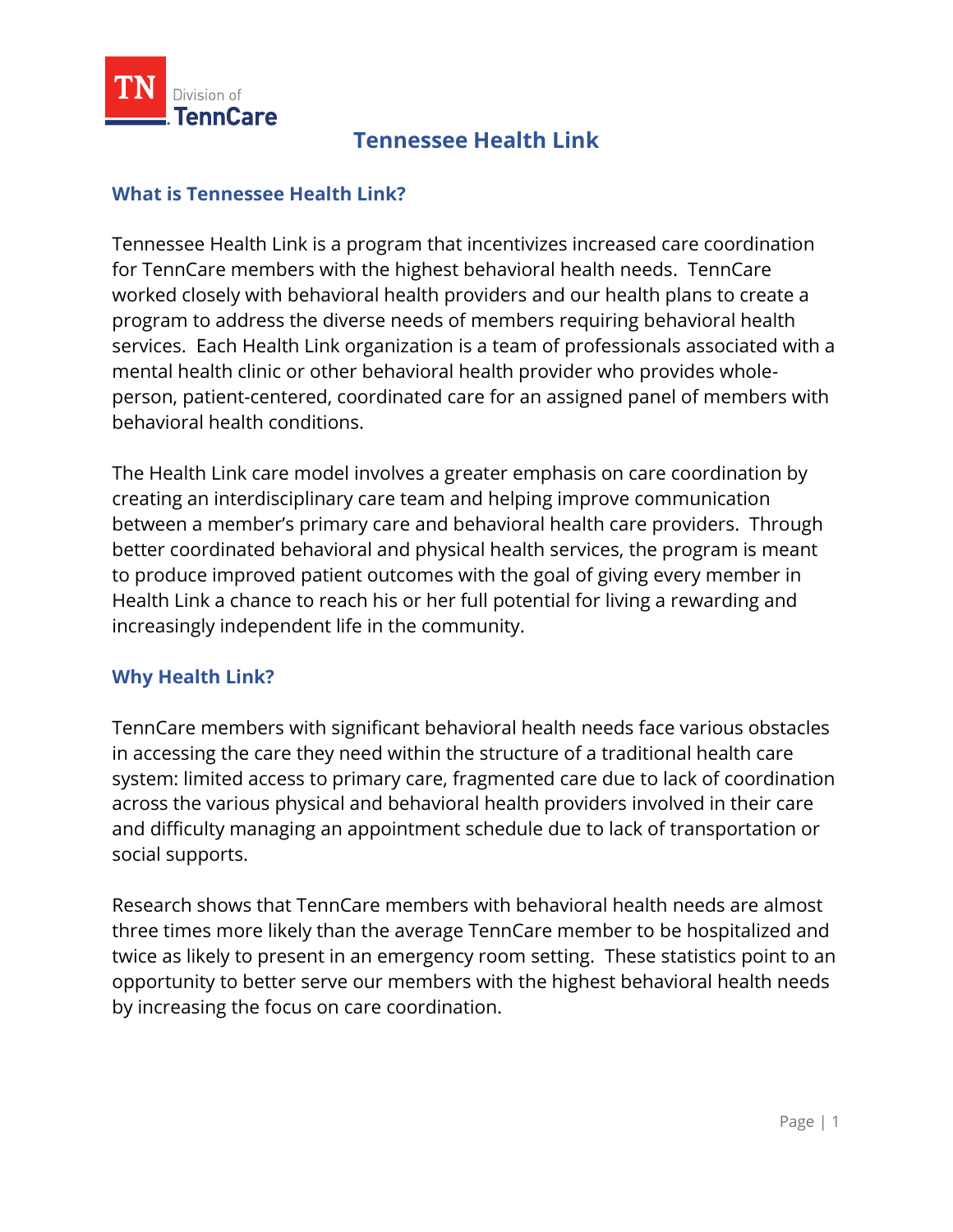# Tennessee Health Link

## What is Tennessee Health Link?

Tennessee Health Link is a program that incentivizes increased care coordination for TennCare members with the highest behavioral health needs. TennCare worked closely with behavioral health providers and our health plans to create a program to address the diverse needs of members requiring behavioral health services. Each Health Link organization is a team of professionals associated with a mental health clinic or other behavioral health provider who provides whole-person, patient-centered, coordinated care for an assigned panel of members with behavioral health conditions.

The Health Link care model involves a greater emphasis on care coordination by creating an interdisciplinary care team and helping improve communication between a member's primary care and behavioral health care providers. Through better coordinated behavioral and physical health services, the program is meant to produce improved patient outcomes with the goal of giving every member in Health Link a chance to reach his or her full potential for living a rewarding and increasingly independent life in the community.

## Why Health Link?

TennCare members with significant behavioral health needs face various obstacles in accessing the care they need within the structure of a traditional health care system: limited access to primary care, fragmented care due to lack of coordination across the various physical and behavioral health providers involved in their care and difficulty managing an appointment schedule due to lack of transportation or social supports.

Research shows that TennCare members with behavioral health needs are almost three times more likely than the average TennCare member to be hospitalized and twice as likely to present in an emergency room setting. These statistics point to an opportunity to better serve our members with the highest behavioral health needs by increasing the focus on care coordination.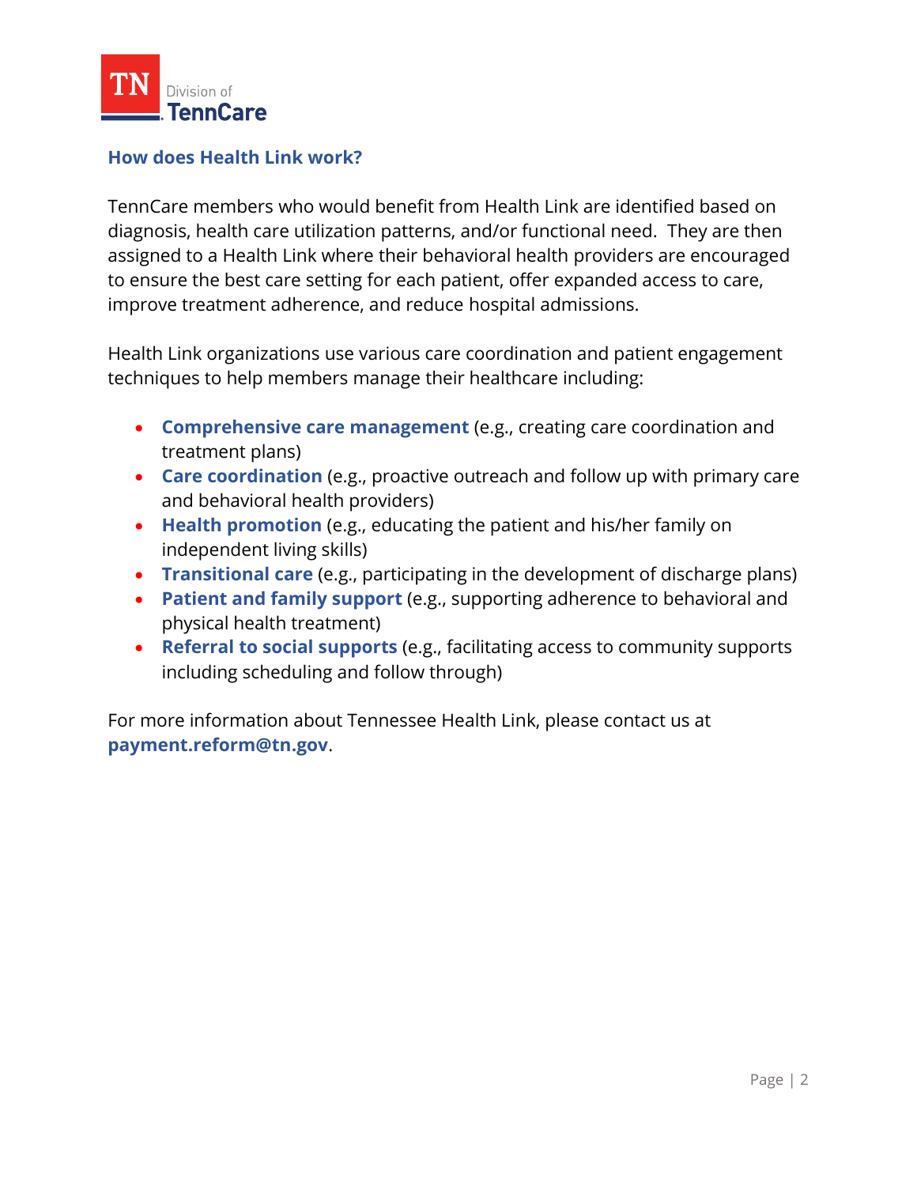## How does Health Link work?

TennCare members who would benefit from Health Link are identified based on diagnosis, health care utilization patterns, and/or functional need. They are then assigned to a Health Link where their behavioral health providers are encouraged to ensure the best care setting for each patient, offer expanded access to care, improve treatment adherence, and reduce hospital admissions.

Health Link organizations use various care coordination and patient engagement techniques to help members manage their healthcare including:

- **Comprehensive care management** (e.g., creating care coordination and treatment plans)
- **Care coordination** (e.g., proactive outreach and follow up with primary care and behavioral health providers)
- **Health promotion** (e.g., educating the patient and his/her family on independent living skills)
- **Transitional care** (e.g., participating in the development of discharge plans)
- **Patient and family support** (e.g., supporting adherence to behavioral and physical health treatment)
- **Referral to social supports** (e.g., facilitating access to community supports including scheduling and follow through)

For more information about Tennessee Health Link, please contact us at **payment.reform@tn.gov**.